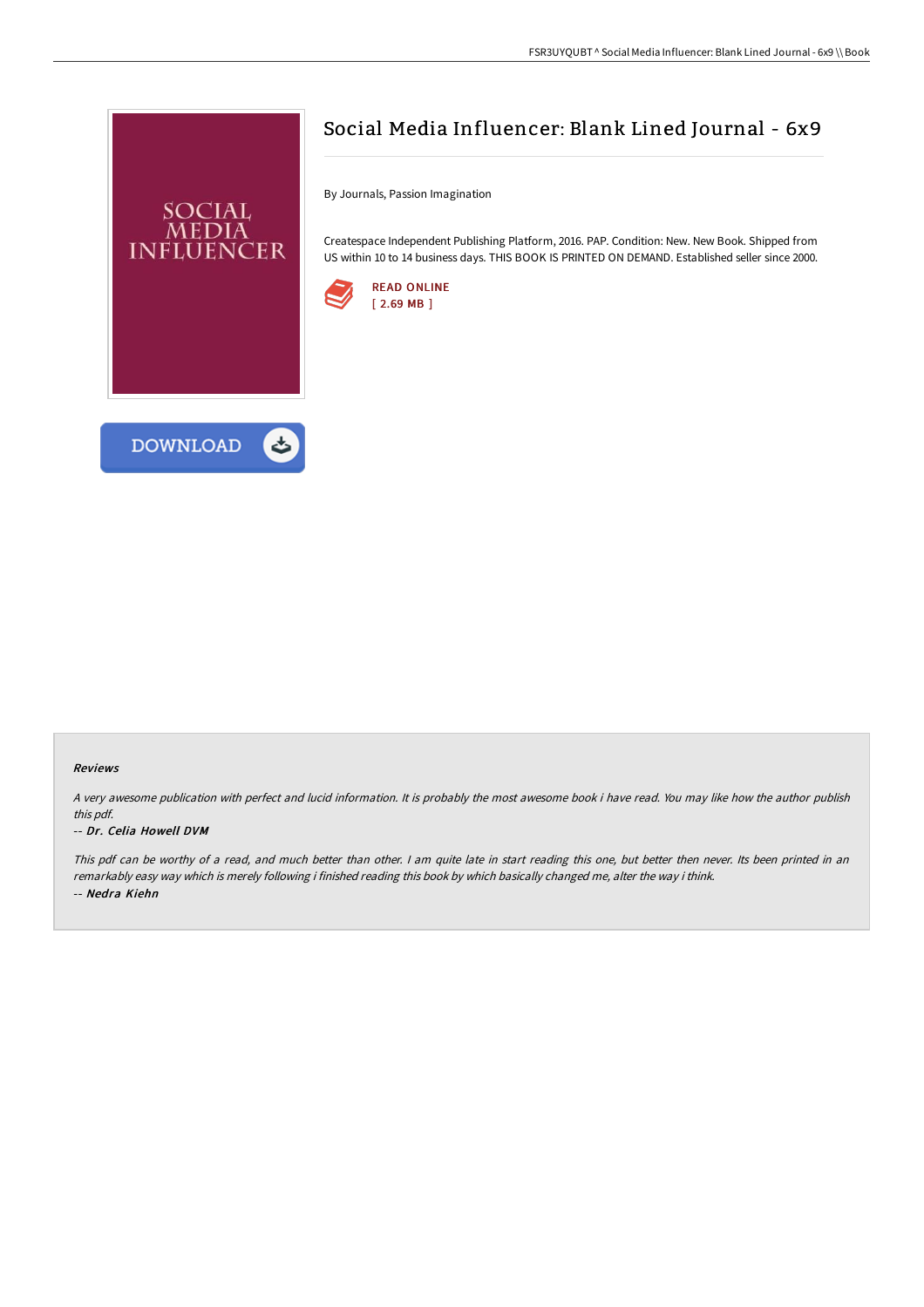# Social Media Influencer: Blank Lined Journal - 6x9

By Journals, Passion Imagination

Createspace Independent Publishing Platform, 2016. PAP. Condition: New. New Book. Shipped from US within 10 to 14 business days. THIS BOOK IS PRINTED ON DEMAND. Established seller since 2000.

READ ONLINE
[ 2.69 MB ]

DOWNLOAD

### Reviews

*A very awesome publication with perfect and lucid information. It is probably the most awesome book i have read. You may like how the author publish this pdf.*

*-- Dr. Celia Howell DVM*

*This pdf can be worthy of a read, and much better than other. I am quite late in start reading this one, but better then never. Its been printed in an remarkably easy way which is merely following i finished reading this book by which basically changed me, alter the way i think.*

*-- Nedra Kiehn*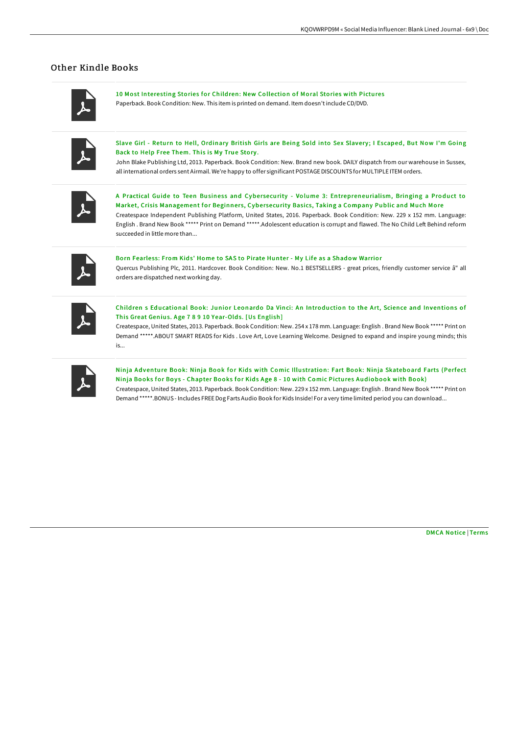## Other Kindle Books

10 Most Interesting Stories for Children: New Collection of Moral Stories with Pictures
Paperback. Book Condition: New. This item is printed on demand. Item doesn't include CD/DVD.

Slave Girl - Return to Hell, Ordinary British Girls are Being Sold into Sex Slavery; I Escaped, But Now I'm Going Back to Help Free Them. This is My True Story.
John Blake Publishing Ltd, 2013. Paperback. Book Condition: New. Brand new book. DAILY dispatch from our warehouse in Sussex, all international orders sent Airmail. We're happy to offer significant POSTAGE DISCOUNTS for MULTIPLE ITEM orders.

A Practical Guide to Teen Business and Cybersecurity - Volume 3: Entrepreneurialism, Bringing a Product to Market, Crisis Management for Beginners, Cybersecurity Basics, Taking a Company Public and Much More
Createspace Independent Publishing Platform, United States, 2016. Paperback. Book Condition: New. 229 x 152 mm. Language: English . Brand New Book ***** Print on Demand *****.Adolescent education is corrupt and flawed. The No Child Left Behind reform succeeded in little more than...

Born Fearless: From Kids' Home to SAS to Pirate Hunter - My Life as a Shadow Warrior
Quercus Publishing Plc, 2011. Hardcover. Book Condition: New. No.1 BESTSELLERS - great prices, friendly customer service â" all orders are dispatched next working day.

Children s Educational Book: Junior Leonardo Da Vinci: An Introduction to the Art, Science and Inventions of This Great Genius. Age 7 8 9 10 Year-Olds. [Us English]
Createspace, United States, 2013. Paperback. Book Condition: New. 254 x 178 mm. Language: English . Brand New Book ***** Print on Demand *****.ABOUT SMART READS for Kids . Love Art, Love Learning Welcome. Designed to expand and inspire young minds; this is...

Ninja Adventure Book: Ninja Book for Kids with Comic Illustration: Fart Book: Ninja Skateboard Farts (Perfect Ninja Books for Boys - Chapter Books for Kids Age 8 - 10 with Comic Pictures Audiobook with Book)
Createspace, United States, 2013. Paperback. Book Condition: New. 229 x 152 mm. Language: English . Brand New Book ***** Print on Demand *****.BONUS - Includes FREE Dog Farts Audio Book for Kids Inside! For a very time limited period you can download...

DMCA Notice | Terms